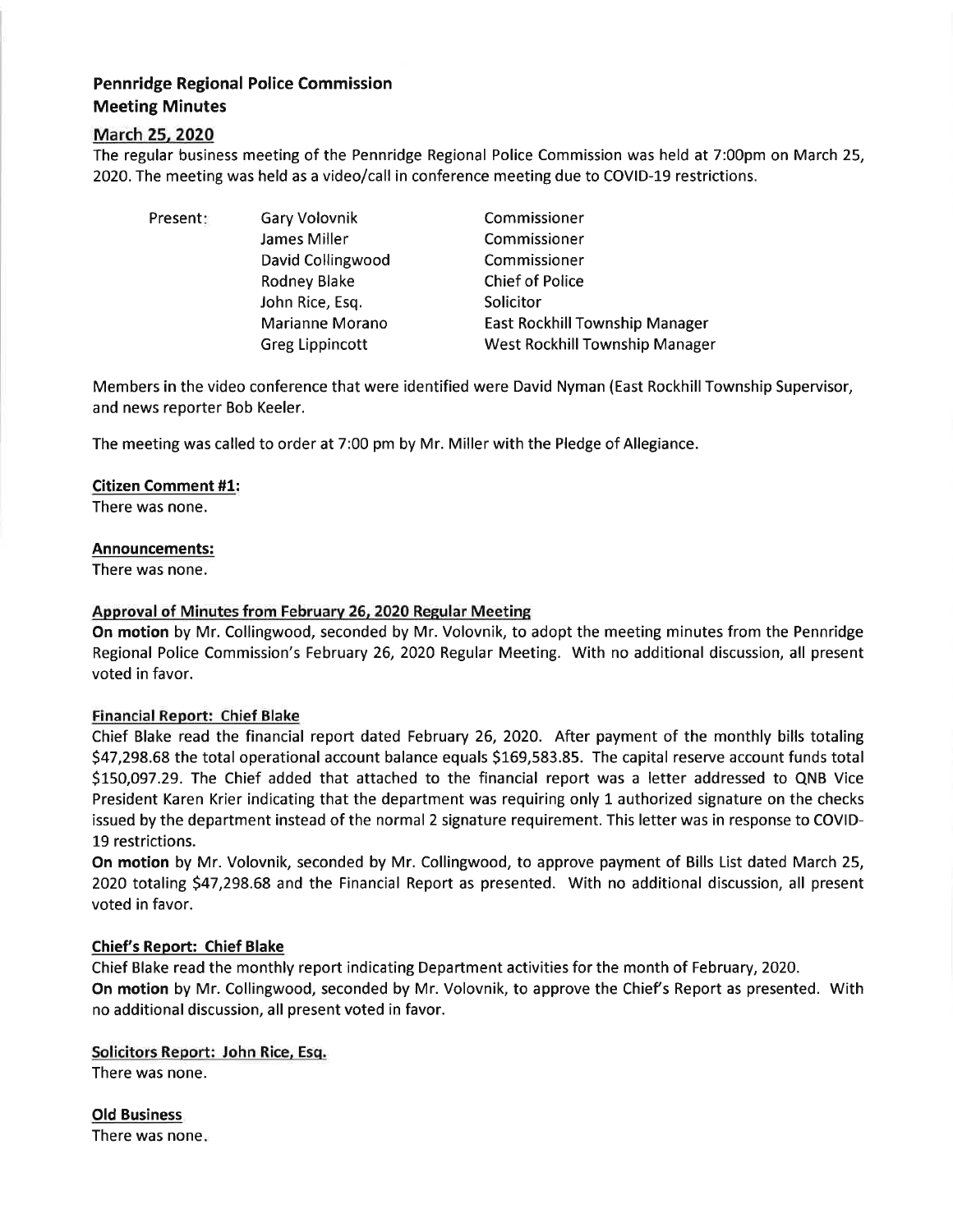# Pennridge Regional Police Commission
# Meeting Minutes

## March 25, 2020

The regular business meeting of the Pennridge Regional Police Commission was held at 7:00pm on March 25, 2020. The meeting was held as a video/call in conference meeting due to COVID-19 restrictions.

| Present: | Gary Volovnik | Commissioner |
|---|---|---|
| | James Miller | Commissioner |
| | David Collingwood | Commissioner |
| | Rodney Blake | Chief of Police |
| | John Rice, Esq. | Solicitor |
| | Marianne Morano | East Rockhill Township Manager |
| | Greg Lippincott | West Rockhill Township Manager |

Members in the video conference that were identified were David Nyman (East Rockhill Township Supervisor, and news reporter Bob Keeler.

The meeting was called to order at 7:00 pm by Mr. Miller with the Pledge of Allegiance.

**Citizen Comment #1:**
There was none.

**Announcements:**
There was none.

**Approval of Minutes from February 26, 2020 Regular Meeting**
**On motion** by Mr. Collingwood, seconded by Mr. Volovnik, to adopt the meeting minutes from the Pennridge Regional Police Commission's February 26, 2020 Regular Meeting. With no additional discussion, all present voted in favor.

**Financial Report: Chief Blake**
Chief Blake read the financial report dated February 26, 2020. After payment of the monthly bills totaling $47,298.68 the total operational account balance equals $169,583.85. The capital reserve account funds total $150,097.29. The Chief added that attached to the financial report was a letter addressed to QNB Vice President Karen Krier indicating that the department was requiring only 1 authorized signature on the checks issued by the department instead of the normal 2 signature requirement. This letter was in response to COVID-19 restrictions.
**On motion** by Mr. Volovnik, seconded by Mr. Collingwood, to approve payment of Bills List dated March 25, 2020 totaling $47,298.68 and the Financial Report as presented. With no additional discussion, all present voted in favor.

**Chief's Report: Chief Blake**
Chief Blake read the monthly report indicating Department activities for the month of February, 2020.
**On motion** by Mr. Collingwood, seconded by Mr. Volovnik, to approve the Chief's Report as presented. With no additional discussion, all present voted in favor.

**Solicitors Report: John Rice, Esq.**
There was none.

**Old Business**
There was none.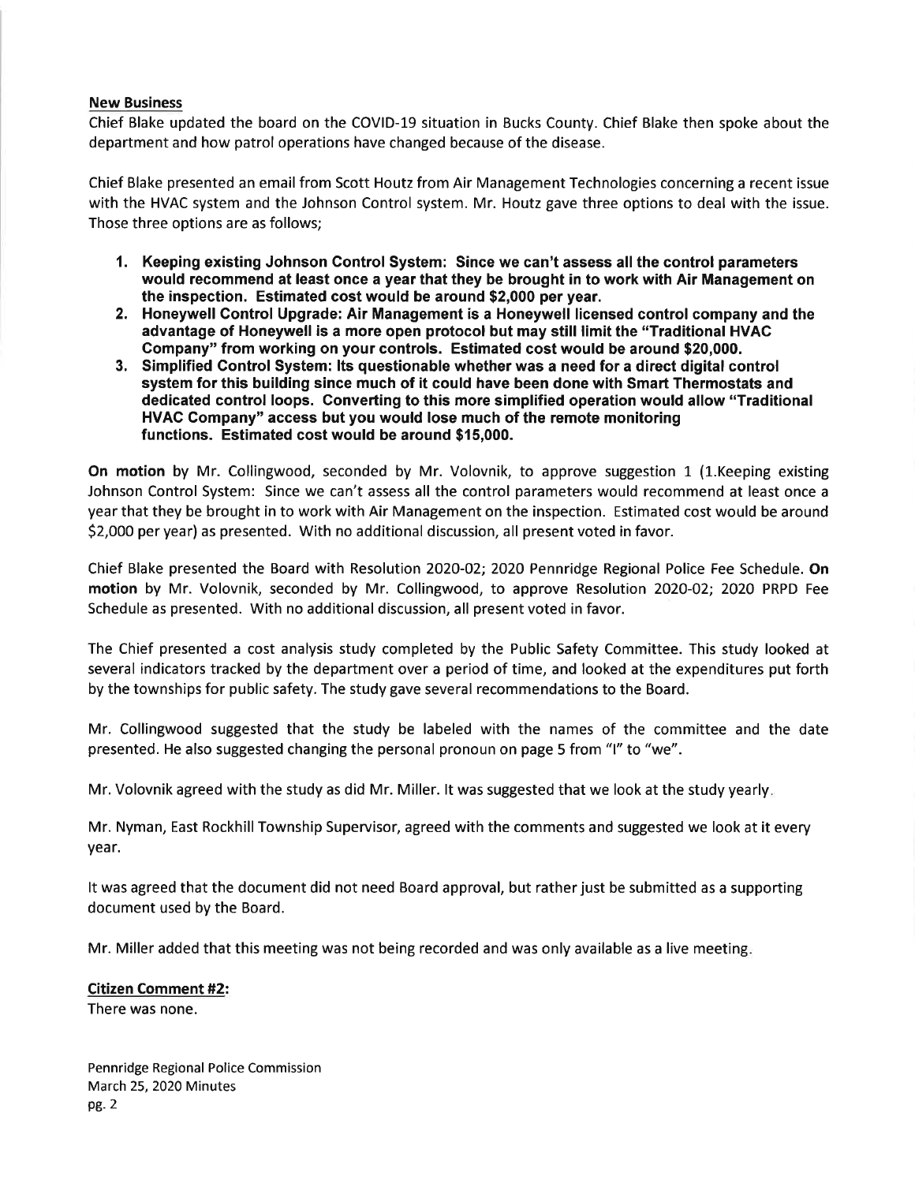**New Business**

Chief Blake updated the board on the COVID-19 situation in Bucks County. Chief Blake then spoke about the department and how patrol operations have changed because of the disease.

Chief Blake presented an email from Scott Houtz from Air Management Technologies concerning a recent issue with the HVAC system and the Johnson Control system. Mr. Houtz gave three options to deal with the issue. Those three options are as follows;

1. **Keeping existing Johnson Control System: Since we can't assess all the control parameters would recommend at least once a year that they be brought in to work with Air Management on the inspection. Estimated cost would be around $2,000 per year.**
2. **Honeywell Control Upgrade: Air Management is a Honeywell licensed control company and the advantage of Honeywell is a more open protocol but may still limit the "Traditional HVAC Company" from working on your controls. Estimated cost would be around $20,000.**
3. **Simplified Control System: Its questionable whether was a need for a direct digital control system for this building since much of it could have been done with Smart Thermostats and dedicated control loops. Converting to this more simplified operation would allow "Traditional HVAC Company" access but you would lose much of the remote monitoring functions. Estimated cost would be around $15,000.**

**On motion** by Mr. Collingwood, seconded by Mr. Volovnik, to approve suggestion 1 (1.Keeping existing Johnson Control System: Since we can't assess all the control parameters would recommend at least once a year that they be brought in to work with Air Management on the inspection. Estimated cost would be around $2,000 per year) as presented. With no additional discussion, all present voted in favor.

Chief Blake presented the Board with Resolution 2020-02; 2020 Pennridge Regional Police Fee Schedule. **On motion** by Mr. Volovnik, seconded by Mr. Collingwood, to approve Resolution 2020-02; 2020 PRPD Fee Schedule as presented. With no additional discussion, all present voted in favor.

The Chief presented a cost analysis study completed by the Public Safety Committee. This study looked at several indicators tracked by the department over a period of time, and looked at the expenditures put forth by the townships for public safety. The study gave several recommendations to the Board.

Mr. Collingwood suggested that the study be labeled with the names of the committee and the date presented. He also suggested changing the personal pronoun on page 5 from "I" to "we".

Mr. Volovnik agreed with the study as did Mr. Miller. It was suggested that we look at the study yearly.

Mr. Nyman, East Rockhill Township Supervisor, agreed with the comments and suggested we look at it every year.

It was agreed that the document did not need Board approval, but rather just be submitted as a supporting document used by the Board.

Mr. Miller added that this meeting was not being recorded and was only available as a live meeting.

**Citizen Comment #2:**

There was none.

Pennridge Regional Police Commission
March 25, 2020 Minutes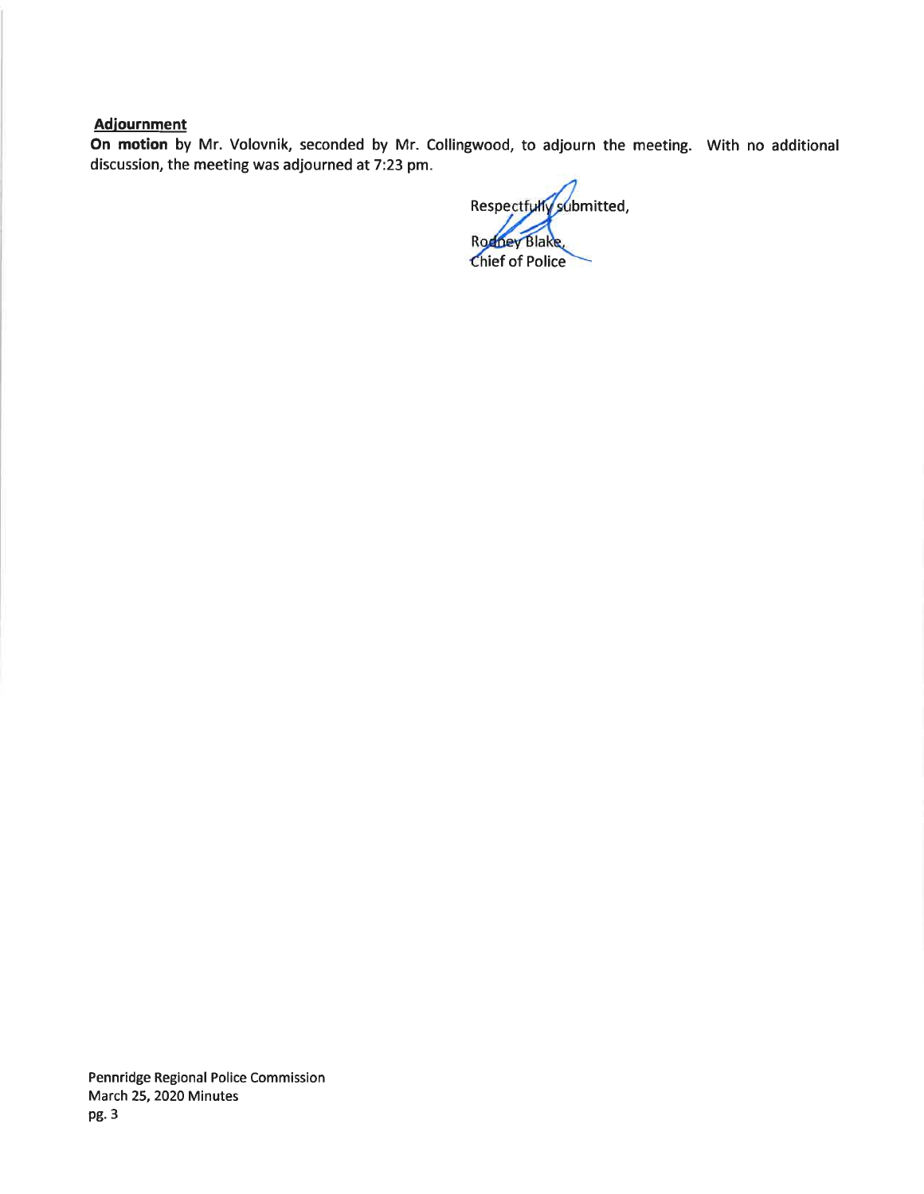**Adjournment**

**On motion** by Mr. Volovnik, seconded by Mr. Collingwood, to adjourn the meeting. With no additional discussion, the meeting was adjourned at 7:23 pm.

Respectfully submitted,

Rodney Blake,
Chief of Police